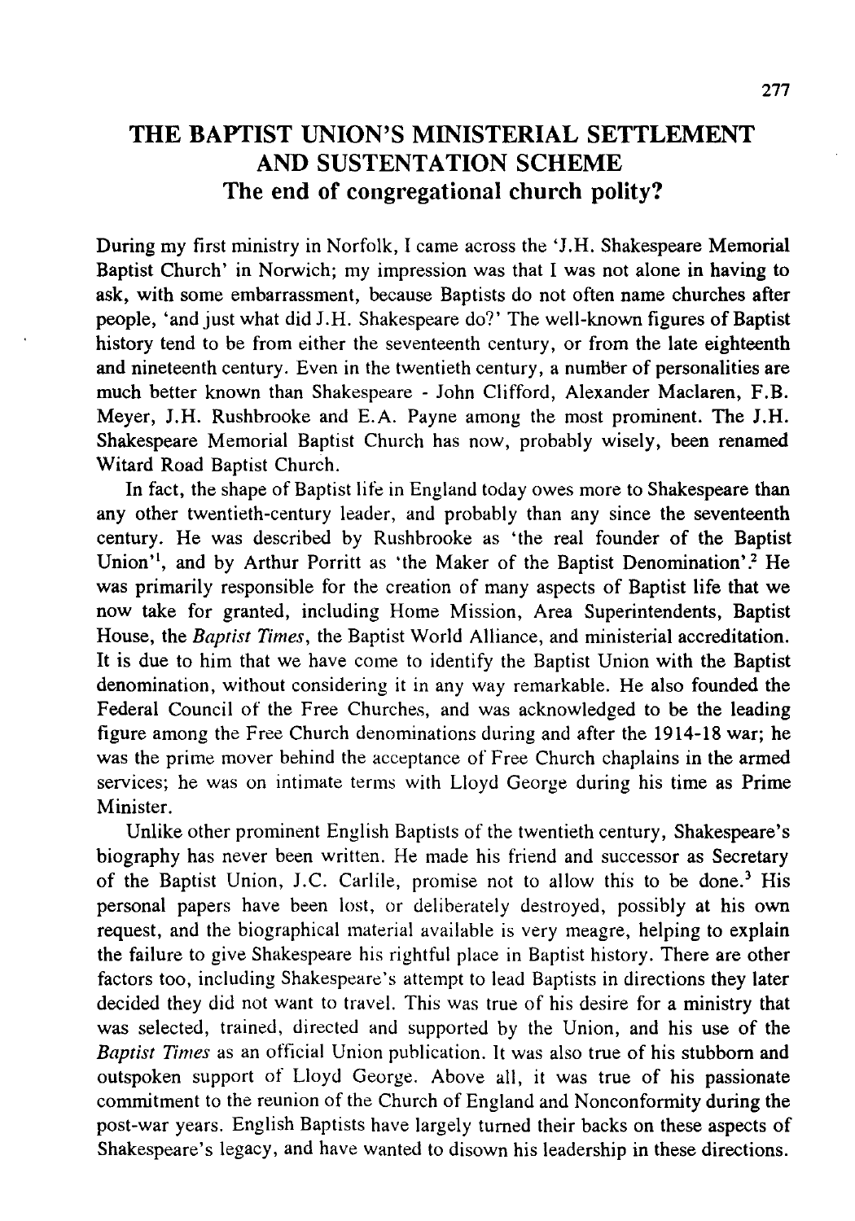# THE BAPTIST UNION'S MINISTERIAL SETTLEMENT AND SUSTENTATION SCHEME

## The end of congregational church polity?

During my first ministry in Norfolk, I came across the 'J.H. Shakespeare Memorial Baptist Church' in Norwich; my impression was that I was not alone in having to ask, with some embarrassment, because Baptists do not often name churches after people, 'and just what did J.H. Shakespeare do?' The well-known figures of Baptist history tend to be from either the seventeenth century, or from the late eighteenth and nineteenth century. Even in the twentieth century, a number of personalities are much better known than Shakespeare - John Clifford, Alexander Maclaren, F.B. Meyer, J.H. Rushbrooke and E.A. Payne among the most prominent. The J.H. Shakespeare Memorial Baptist Church has now, probably wisely, been renamed Witard Road Baptist Church.

In fact, the shape of Baptist life in England today owes more to Shakespeare than any other twentieth-century leader, and probably than any since the seventeenth century. He was described by Rushbrooke as 'the real founder of the Baptist Union'[1], and by Arthur Porritt as 'the Maker of the Baptist Denomination'.[2] He was primarily responsible for the creation of many aspects of Baptist life that we now take for granted, including Home Mission, Area Superintendents, Baptist House, the *Baptist Times*, the Baptist World Alliance, and ministerial accreditation. It is due to him that we have come to identify the Baptist Union with the Baptist denomination, without considering it in any way remarkable. He also founded the Federal Council of the Free Churches, and was acknowledged to be the leading figure among the Free Church denominations during and after the 1914-18 war; he was the prime mover behind the acceptance of Free Church chaplains in the armed services; he was on intimate terms with Lloyd George during his time as Prime Minister.

Unlike other prominent English Baptists of the twentieth century, Shakespeare's biography has never been written. He made his friend and successor as Secretary of the Baptist Union, J.C. Carlile, promise not to allow this to be done.[3] His personal papers have been lost, or deliberately destroyed, possibly at his own request, and the biographical material available is very meagre, helping to explain the failure to give Shakespeare his rightful place in Baptist history. There are other factors too, including Shakespeare's attempt to lead Baptists in directions they later decided they did not want to travel. This was true of his desire for a ministry that was selected, trained, directed and supported by the Union, and his use of the *Baptist Times* as an official Union publication. It was also true of his stubborn and outspoken support of Lloyd George. Above all, it was true of his passionate commitment to the reunion of the Church of England and Nonconformity during the post-war years. English Baptists have largely turned their backs on these aspects of Shakespeare's legacy, and have wanted to disown his leadership in these directions.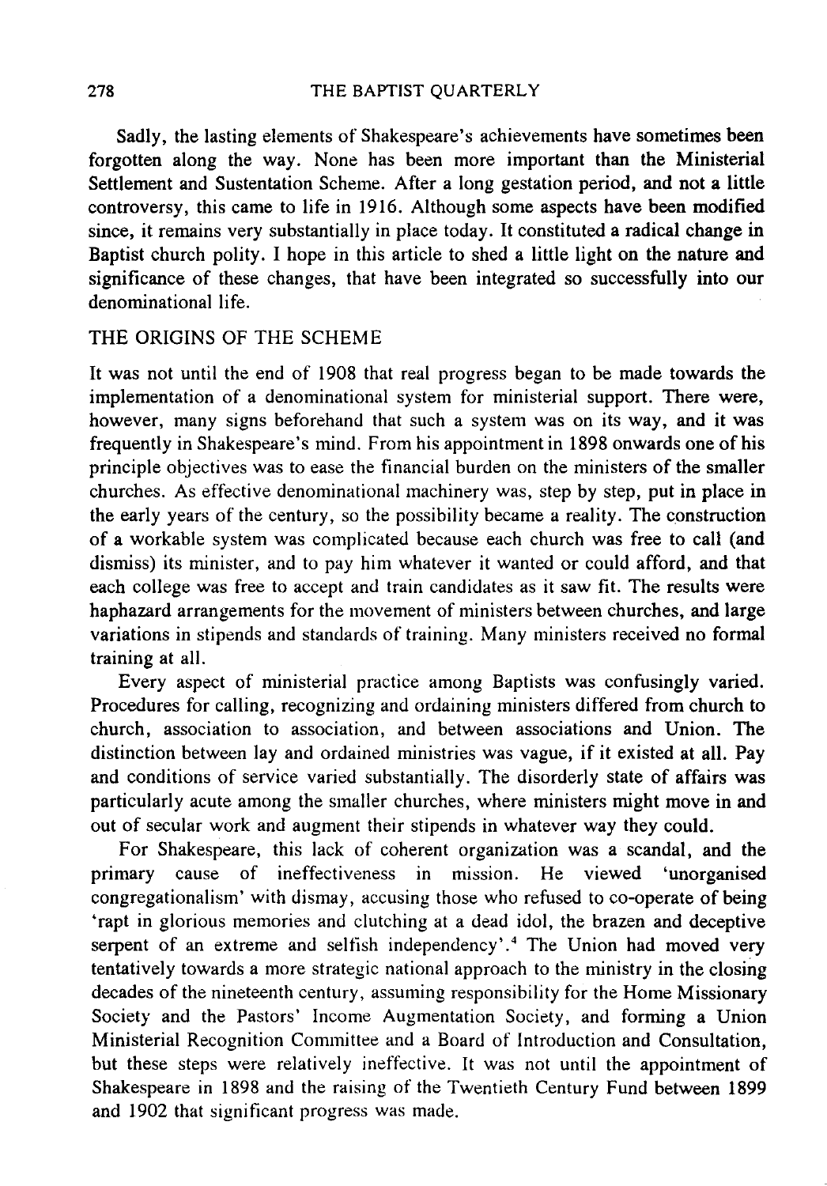Sadly, the lasting elements of Shakespeare's achievements have sometimes been forgotten along the way. None has been more important than the Ministerial Settlement and Sustentation Scheme. After a long gestation period, and not a little controversy, this came to life in 1916. Although some aspects have been modified since, it remains very substantially in place today. It constituted a radical change in Baptist church polity. I hope in this article to shed a little light on the nature and significance of these changes, that have been integrated so successfully into our denominational life.

## THE ORIGINS OF THE SCHEME

It was not until the end of 1908 that real progress began to be made towards the implementation of a denominational system for ministerial support. There were, however, many signs beforehand that such a system was on its way, and it was frequently in Shakespeare's mind. From his appointment in 1898 onwards one of his principle objectives was to ease the financial burden on the ministers of the smaller churches. As effective denominational machinery was, step by step, put in place in the early years of the century, so the possibility became a reality. The construction of a workable system was complicated because each church was free to call (and dismiss) its minister, and to pay him whatever it wanted or could afford, and that each college was free to accept and train candidates as it saw fit. The results were haphazard arrangements for the movement of ministers between churches, and large variations in stipends and standards of training. Many ministers received no formal training at all.

Every aspect of ministerial practice among Baptists was confusingly varied. Procedures for calling, recognizing and ordaining ministers differed from church to church, association to association, and between associations and Union. The distinction between lay and ordained ministries was vague, if it existed at all. Pay and conditions of service varied substantially. The disorderly state of affairs was particularly acute among the smaller churches, where ministers might move in and out of secular work and augment their stipends in whatever way they could.

For Shakespeare, this lack of coherent organization was a scandal, and the primary cause of ineffectiveness in mission. He viewed 'unorganised congregationalism' with dismay, accusing those who refused to co-operate of being 'rapt in glorious memories and clutching at a dead idol, the brazen and deceptive serpent of an extreme and selfish independency'.[4] The Union had moved very tentatively towards a more strategic national approach to the ministry in the closing decades of the nineteenth century, assuming responsibility for the Home Missionary Society and the Pastors' Income Augmentation Society, and forming a Union Ministerial Recognition Committee and a Board of Introduction and Consultation, but these steps were relatively ineffective. It was not until the appointment of Shakespeare in 1898 and the raising of the Twentieth Century Fund between 1899 and 1902 that significant progress was made.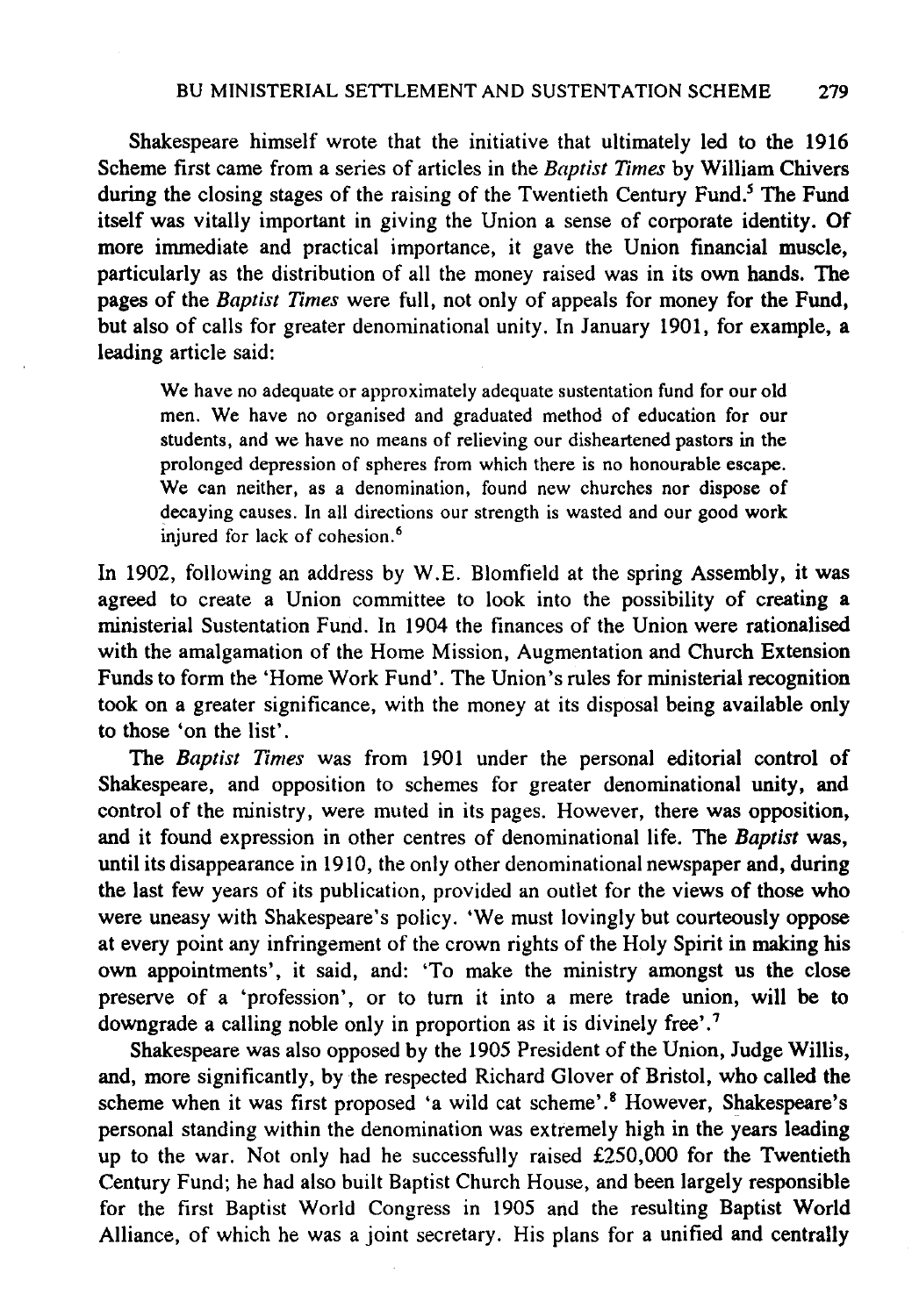Shakespeare himself wrote that the initiative that ultimately led to the 1916 Scheme first came from a series of articles in the *Baptist Times* by William Chivers during the closing stages of the raising of the Twentieth Century Fund.[5] The Fund itself was vitally important in giving the Union a sense of corporate identity. Of more immediate and practical importance, it gave the Union financial muscle, particularly as the distribution of all the money raised was in its own hands. The pages of the *Baptist Times* were full, not only of appeals for money for the Fund, but also of calls for greater denominational unity. In January 1901, for example, a leading article said:

> We have no adequate or approximately adequate sustentation fund for our old men. We have no organised and graduated method of education for our students, and we have no means of relieving our disheartened pastors in the prolonged depression of spheres from which there is no honourable escape. We can neither, as a denomination, found new churches nor dispose of decaying causes. In all directions our strength is wasted and our good work injured for lack of cohesion.[6]

In 1902, following an address by W.E. Blomfield at the spring Assembly, it was agreed to create a Union committee to look into the possibility of creating a ministerial Sustentation Fund. In 1904 the finances of the Union were rationalised with the amalgamation of the Home Mission, Augmentation and Church Extension Funds to form the 'Home Work Fund'. The Union's rules for ministerial recognition took on a greater significance, with the money at its disposal being available only to those 'on the list'.

The *Baptist Times* was from 1901 under the personal editorial control of Shakespeare, and opposition to schemes for greater denominational unity, and control of the ministry, were muted in its pages. However, there was opposition, and it found expression in other centres of denominational life. The *Baptist* was, until its disappearance in 1910, the only other denominational newspaper and, during the last few years of its publication, provided an outlet for the views of those who were uneasy with Shakespeare's policy. 'We must lovingly but courteously oppose at every point any infringement of the crown rights of the Holy Spirit in making his own appointments', it said, and: 'To make the ministry amongst us the close preserve of a 'profession', or to turn it into a mere trade union, will be to downgrade a calling noble only in proportion as it is divinely free'.[7]

Shakespeare was also opposed by the 1905 President of the Union, Judge Willis, and, more significantly, by the respected Richard Glover of Bristol, who called the scheme when it was first proposed 'a wild cat scheme'.[8] However, Shakespeare's personal standing within the denomination was extremely high in the years leading up to the war. Not only had he successfully raised £250,000 for the Twentieth Century Fund; he had also built Baptist Church House, and been largely responsible for the first Baptist World Congress in 1905 and the resulting Baptist World Alliance, of which he was a joint secretary. His plans for a unified and centrally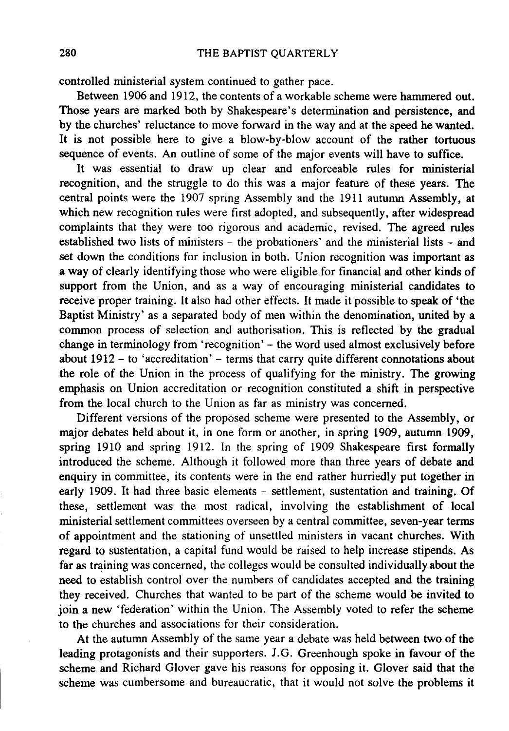controlled ministerial system continued to gather pace.

Between 1906 and 1912, the contents of a workable scheme were hammered out. Those years are marked both by Shakespeare's determination and persistence, and by the churches' reluctance to move forward in the way and at the speed he wanted. It is not possible here to give a blow-by-blow account of the rather tortuous sequence of events. An outline of some of the major events will have to suffice.

It was essential to draw up clear and enforceable rules for ministerial recognition, and the struggle to do this was a major feature of these years. The central points were the 1907 spring Assembly and the 1911 autumn Assembly, at which new recognition rules were first adopted, and subsequently, after widespread complaints that they were too rigorous and academic, revised. The agreed rules established two lists of ministers – the probationers' and the ministerial lists – and set down the conditions for inclusion in both. Union recognition was important as a way of clearly identifying those who were eligible for financial and other kinds of support from the Union, and as a way of encouraging ministerial candidates to receive proper training. It also had other effects. It made it possible to speak of 'the Baptist Ministry' as a separated body of men within the denomination, united by a common process of selection and authorisation. This is reflected by the gradual change in terminology from 'recognition' – the word used almost exclusively before about 1912 – to 'accreditation' – terms that carry quite different connotations about the role of the Union in the process of qualifying for the ministry. The growing emphasis on Union accreditation or recognition constituted a shift in perspective from the local church to the Union as far as ministry was concerned.

Different versions of the proposed scheme were presented to the Assembly, or major debates held about it, in one form or another, in spring 1909, autumn 1909, spring 1910 and spring 1912. In the spring of 1909 Shakespeare first formally introduced the scheme. Although it followed more than three years of debate and enquiry in committee, its contents were in the end rather hurriedly put together in early 1909. It had three basic elements – settlement, sustentation and training. Of these, settlement was the most radical, involving the establishment of local ministerial settlement committees overseen by a central committee, seven-year terms of appointment and the stationing of unsettled ministers in vacant churches. With regard to sustentation, a capital fund would be raised to help increase stipends. As far as training was concerned, the colleges would be consulted individually about the need to establish control over the numbers of candidates accepted and the training they received. Churches that wanted to be part of the scheme would be invited to join a new 'federation' within the Union. The Assembly voted to refer the scheme to the churches and associations for their consideration.

At the autumn Assembly of the same year a debate was held between two of the leading protagonists and their supporters. J.G. Greenhough spoke in favour of the scheme and Richard Glover gave his reasons for opposing it. Glover said that the scheme was cumbersome and bureaucratic, that it would not solve the problems it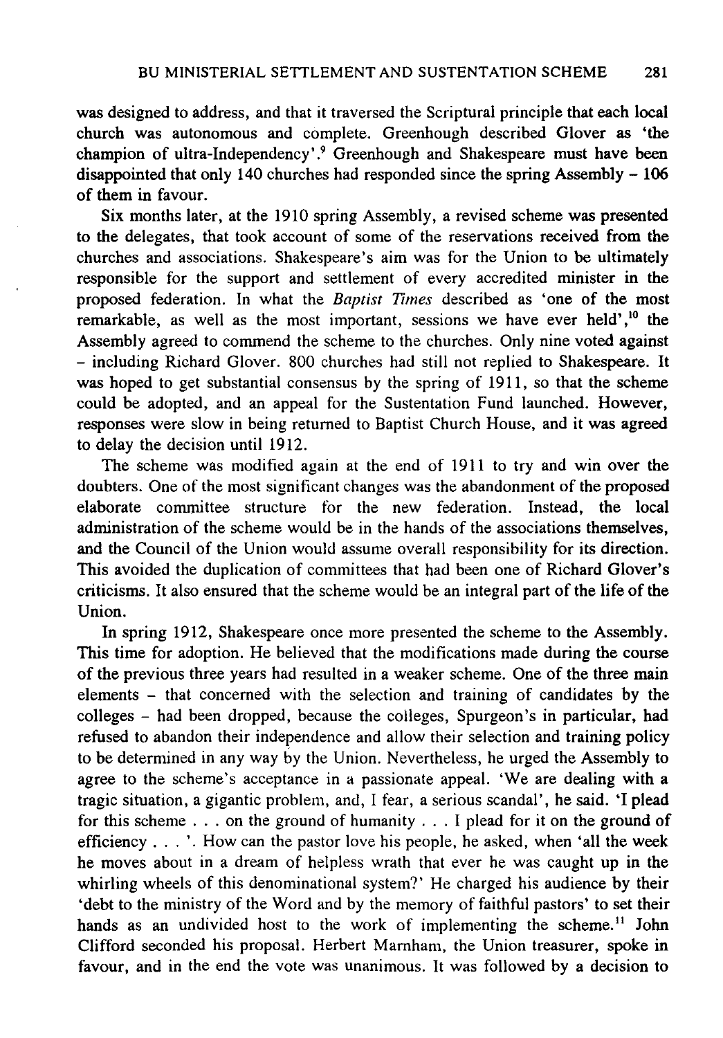was designed to address, and that it traversed the Scriptural principle that each local church was autonomous and complete. Greenhough described Glover as 'the champion of ultra-Independency'.[9] Greenhough and Shakespeare must have been disappointed that only 140 churches had responded since the spring Assembly – 106 of them in favour.

Six months later, at the 1910 spring Assembly, a revised scheme was presented to the delegates, that took account of some of the reservations received from the churches and associations. Shakespeare's aim was for the Union to be ultimately responsible for the support and settlement of every accredited minister in the proposed federation. In what the *Baptist Times* described as 'one of the most remarkable, as well as the most important, sessions we have ever held',[10] the Assembly agreed to commend the scheme to the churches. Only nine voted against – including Richard Glover. 800 churches had still not replied to Shakespeare. It was hoped to get substantial consensus by the spring of 1911, so that the scheme could be adopted, and an appeal for the Sustentation Fund launched. However, responses were slow in being returned to Baptist Church House, and it was agreed to delay the decision until 1912.

The scheme was modified again at the end of 1911 to try and win over the doubters. One of the most significant changes was the abandonment of the proposed elaborate committee structure for the new federation. Instead, the local administration of the scheme would be in the hands of the associations themselves, and the Council of the Union would assume overall responsibility for its direction. This avoided the duplication of committees that had been one of Richard Glover's criticisms. It also ensured that the scheme would be an integral part of the life of the Union.

In spring 1912, Shakespeare once more presented the scheme to the Assembly. This time for adoption. He believed that the modifications made during the course of the previous three years had resulted in a weaker scheme. One of the three main elements – that concerned with the selection and training of candidates by the colleges – had been dropped, because the colleges, Spurgeon's in particular, had refused to abandon their independence and allow their selection and training policy to be determined in any way by the Union. Nevertheless, he urged the Assembly to agree to the scheme's acceptance in a passionate appeal. 'We are dealing with a tragic situation, a gigantic problem, and, I fear, a serious scandal', he said. 'I plead for this scheme . . . on the ground of humanity . . . I plead for it on the ground of efficiency . . . '. How can the pastor love his people, he asked, when 'all the week he moves about in a dream of helpless wrath that ever he was caught up in the whirling wheels of this denominational system?' He charged his audience by their 'debt to the ministry of the Word and by the memory of faithful pastors' to set their hands as an undivided host to the work of implementing the scheme.[11] John Clifford seconded his proposal. Herbert Marnham, the Union treasurer, spoke in favour, and in the end the vote was unanimous. It was followed by a decision to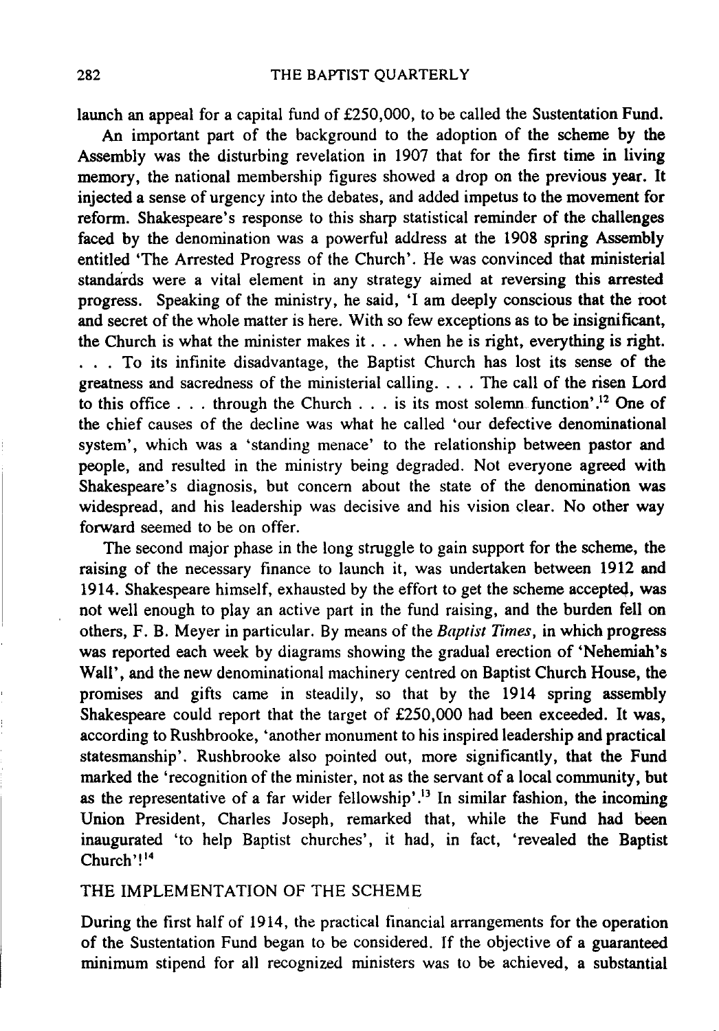launch an appeal for a capital fund of £250,000, to be called the Sustentation Fund.

An important part of the background to the adoption of the scheme by the Assembly was the disturbing revelation in 1907 that for the first time in living memory, the national membership figures showed a drop on the previous year. It injected a sense of urgency into the debates, and added impetus to the movement for reform. Shakespeare's response to this sharp statistical reminder of the challenges faced by the denomination was a powerful address at the 1908 spring Assembly entitled 'The Arrested Progress of the Church'. He was convinced that ministerial standards were a vital element in any strategy aimed at reversing this arrested progress. Speaking of the ministry, he said, 'I am deeply conscious that the root and secret of the whole matter is here. With so few exceptions as to be insignificant, the Church is what the minister makes it . . . when he is right, everything is right. . . . To its infinite disadvantage, the Baptist Church has lost its sense of the greatness and sacredness of the ministerial calling. . . . The call of the risen Lord to this office . . . through the Church . . . is its most solemn function'.[12] One of the chief causes of the decline was what he called 'our defective denominational system', which was a 'standing menace' to the relationship between pastor and people, and resulted in the ministry being degraded. Not everyone agreed with Shakespeare's diagnosis, but concern about the state of the denomination was widespread, and his leadership was decisive and his vision clear. No other way forward seemed to be on offer.

The second major phase in the long struggle to gain support for the scheme, the raising of the necessary finance to launch it, was undertaken between 1912 and 1914. Shakespeare himself, exhausted by the effort to get the scheme accepted, was not well enough to play an active part in the fund raising, and the burden fell on others, F. B. Meyer in particular. By means of the *Baptist Times*, in which progress was reported each week by diagrams showing the gradual erection of 'Nehemiah's Wall', and the new denominational machinery centred on Baptist Church House, the promises and gifts came in steadily, so that by the 1914 spring assembly Shakespeare could report that the target of £250,000 had been exceeded. It was, according to Rushbrooke, 'another monument to his inspired leadership and practical statesmanship'. Rushbrooke also pointed out, more significantly, that the Fund marked the 'recognition of the minister, not as the servant of a local community, but as the representative of a far wider fellowship'.[13] In similar fashion, the incoming Union President, Charles Joseph, remarked that, while the Fund had been inaugurated 'to help Baptist churches', it had, in fact, 'revealed the Baptist Church'![14]

## THE IMPLEMENTATION OF THE SCHEME

During the first half of 1914, the practical financial arrangements for the operation of the Sustentation Fund began to be considered. If the objective of a guaranteed minimum stipend for all recognized ministers was to be achieved, a substantial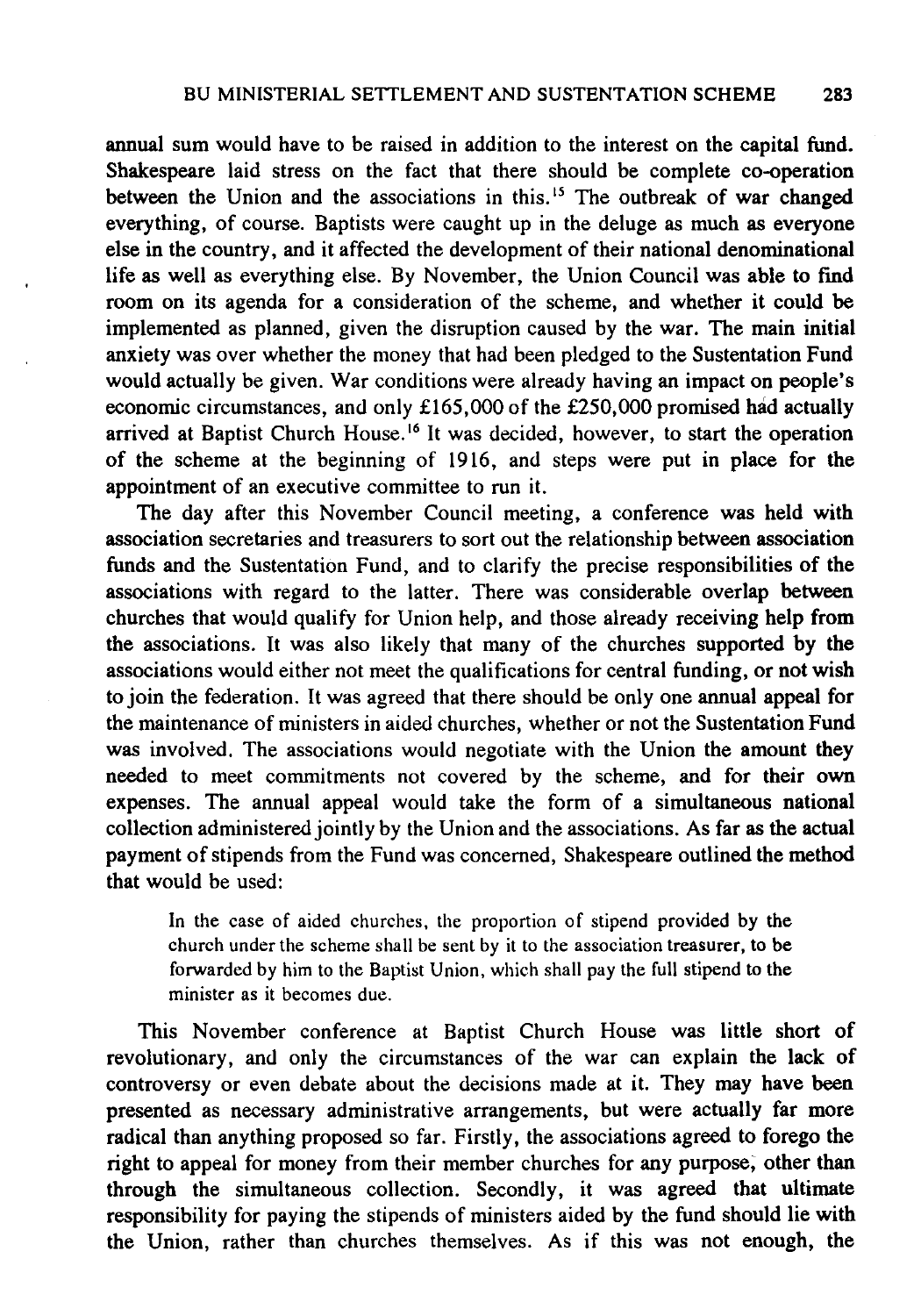annual sum would have to be raised in addition to the interest on the capital fund. Shakespeare laid stress on the fact that there should be complete co-operation between the Union and the associations in this.[15] The outbreak of war changed everything, of course. Baptists were caught up in the deluge as much as everyone else in the country, and it affected the development of their national denominational life as well as everything else. By November, the Union Council was able to find room on its agenda for a consideration of the scheme, and whether it could be implemented as planned, given the disruption caused by the war. The main initial anxiety was over whether the money that had been pledged to the Sustentation Fund would actually be given. War conditions were already having an impact on people's economic circumstances, and only £165,000 of the £250,000 promised had actually arrived at Baptist Church House.[16] It was decided, however, to start the operation of the scheme at the beginning of 1916, and steps were put in place for the appointment of an executive committee to run it.

The day after this November Council meeting, a conference was held with association secretaries and treasurers to sort out the relationship between association funds and the Sustentation Fund, and to clarify the precise responsibilities of the associations with regard to the latter. There was considerable overlap between churches that would qualify for Union help, and those already receiving help from the associations. It was also likely that many of the churches supported by the associations would either not meet the qualifications for central funding, or not wish to join the federation. It was agreed that there should be only one annual appeal for the maintenance of ministers in aided churches, whether or not the Sustentation Fund was involved. The associations would negotiate with the Union the amount they needed to meet commitments not covered by the scheme, and for their own expenses. The annual appeal would take the form of a simultaneous national collection administered jointly by the Union and the associations. As far as the actual payment of stipends from the Fund was concerned, Shakespeare outlined the method that would be used:

> In the case of aided churches, the proportion of stipend provided by the church under the scheme shall be sent by it to the association treasurer, to be forwarded by him to the Baptist Union, which shall pay the full stipend to the minister as it becomes due.

This November conference at Baptist Church House was little short of revolutionary, and only the circumstances of the war can explain the lack of controversy or even debate about the decisions made at it. They may have been presented as necessary administrative arrangements, but were actually far more radical than anything proposed so far. Firstly, the associations agreed to forego the right to appeal for money from their member churches for any purpose, other than through the simultaneous collection. Secondly, it was agreed that ultimate responsibility for paying the stipends of ministers aided by the fund should lie with the Union, rather than churches themselves. As if this was not enough, the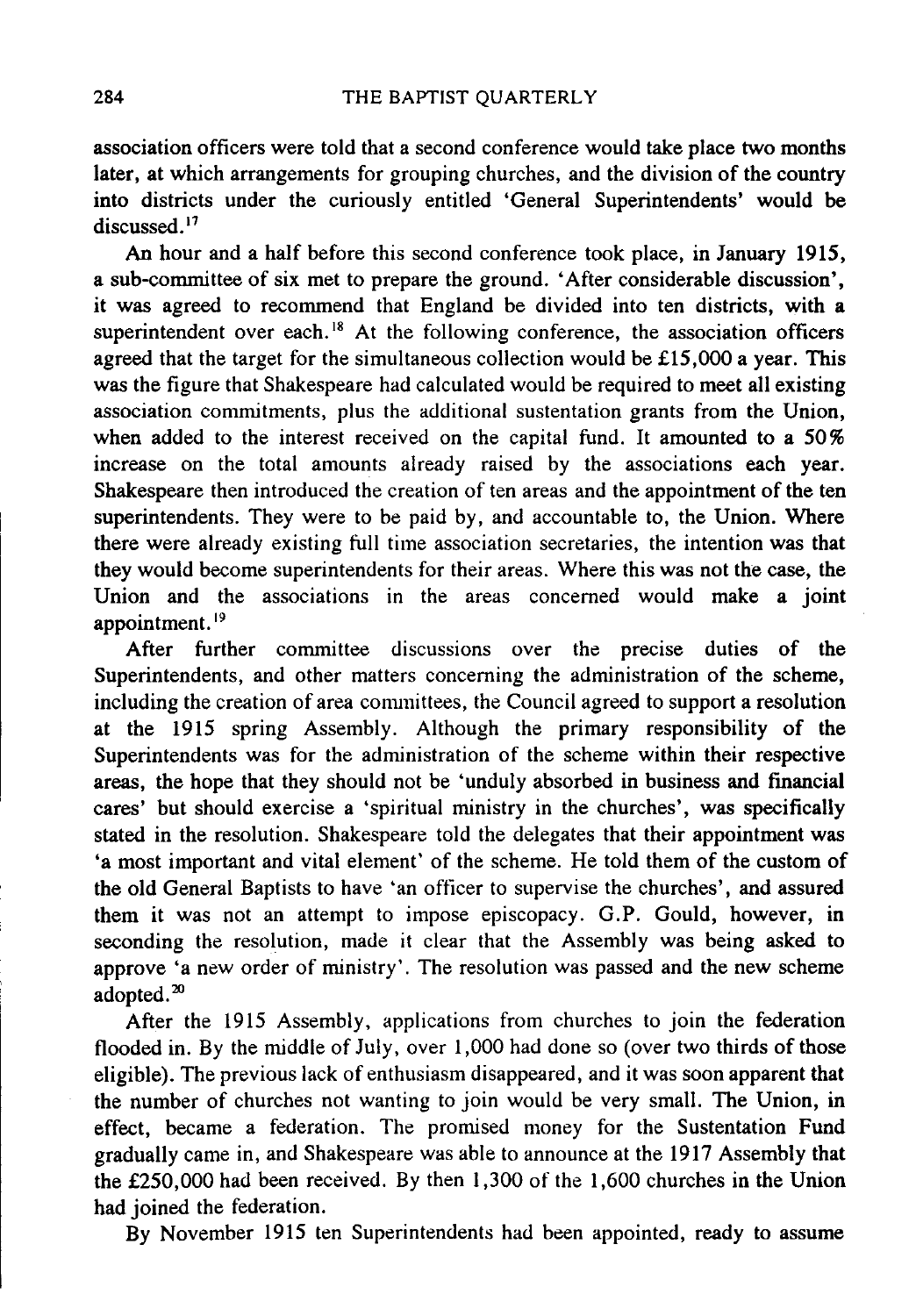association officers were told that a second conference would take place two months later, at which arrangements for grouping churches, and the division of the country into districts under the curiously entitled 'General Superintendents' would be discussed.[17]

An hour and a half before this second conference took place, in January 1915, a sub-committee of six met to prepare the ground. 'After considerable discussion', it was agreed to recommend that England be divided into ten districts, with a superintendent over each.[18] At the following conference, the association officers agreed that the target for the simultaneous collection would be £15,000 a year. This was the figure that Shakespeare had calculated would be required to meet all existing association commitments, plus the additional sustentation grants from the Union, when added to the interest received on the capital fund. It amounted to a 50% increase on the total amounts already raised by the associations each year. Shakespeare then introduced the creation of ten areas and the appointment of the ten superintendents. They were to be paid by, and accountable to, the Union. Where there were already existing full time association secretaries, the intention was that they would become superintendents for their areas. Where this was not the case, the Union and the associations in the areas concerned would make a joint appointment.[19]

After further committee discussions over the precise duties of the Superintendents, and other matters concerning the administration of the scheme, including the creation of area committees, the Council agreed to support a resolution at the 1915 spring Assembly. Although the primary responsibility of the Superintendents was for the administration of the scheme within their respective areas, the hope that they should not be 'unduly absorbed in business and financial cares' but should exercise a 'spiritual ministry in the churches', was specifically stated in the resolution. Shakespeare told the delegates that their appointment was 'a most important and vital element' of the scheme. He told them of the custom of the old General Baptists to have 'an officer to supervise the churches', and assured them it was not an attempt to impose episcopacy. G.P. Gould, however, in seconding the resolution, made it clear that the Assembly was being asked to approve 'a new order of ministry'. The resolution was passed and the new scheme adopted.[20]

After the 1915 Assembly, applications from churches to join the federation flooded in. By the middle of July, over 1,000 had done so (over two thirds of those eligible). The previous lack of enthusiasm disappeared, and it was soon apparent that the number of churches not wanting to join would be very small. The Union, in effect, became a federation. The promised money for the Sustentation Fund gradually came in, and Shakespeare was able to announce at the 1917 Assembly that the £250,000 had been received. By then 1,300 of the 1,600 churches in the Union had joined the federation.

By November 1915 ten Superintendents had been appointed, ready to assume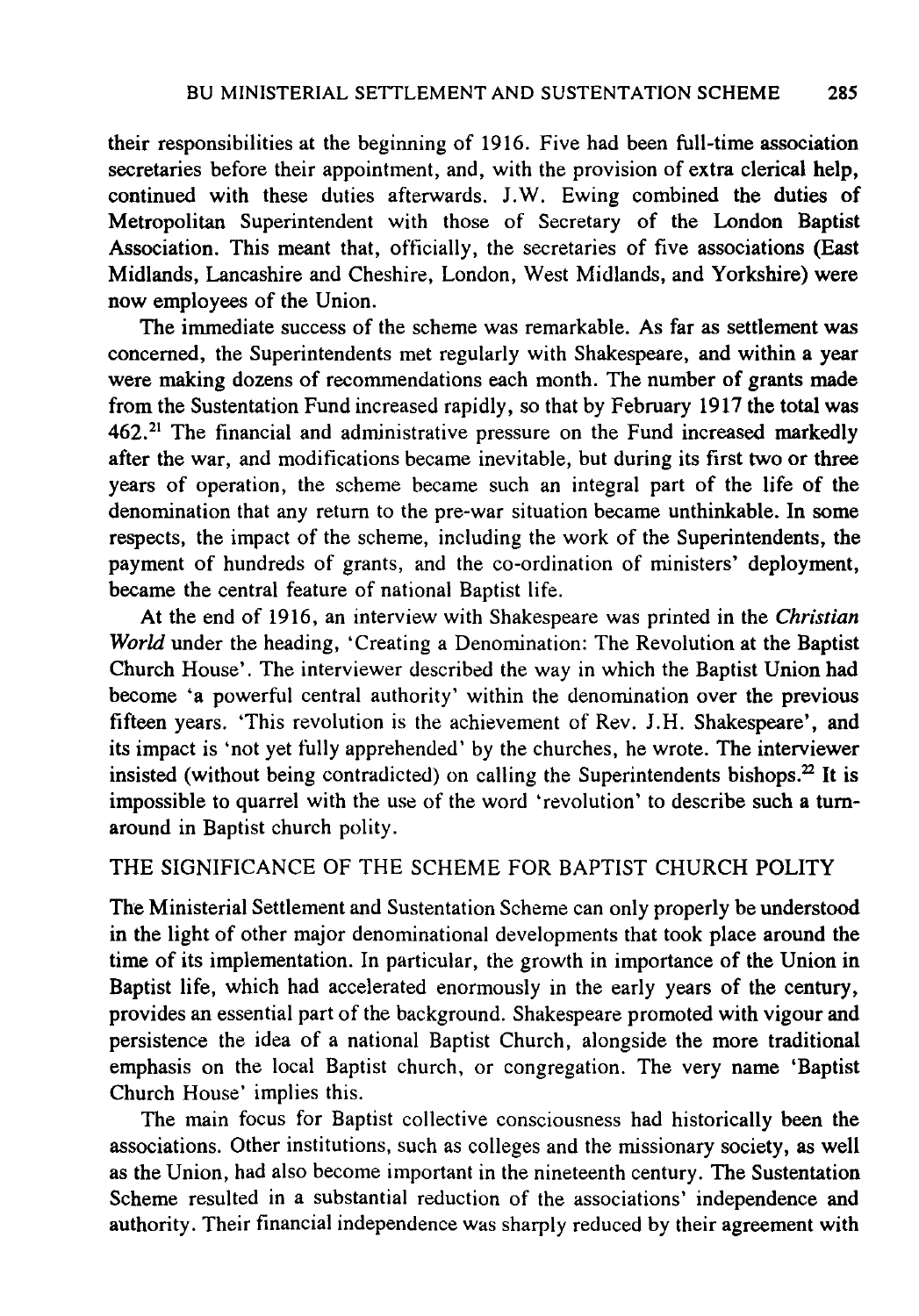their responsibilities at the beginning of 1916. Five had been full-time association secretaries before their appointment, and, with the provision of extra clerical help, continued with these duties afterwards. J.W. Ewing combined the duties of Metropolitan Superintendent with those of Secretary of the London Baptist Association. This meant that, officially, the secretaries of five associations (East Midlands, Lancashire and Cheshire, London, West Midlands, and Yorkshire) were now employees of the Union.

The immediate success of the scheme was remarkable. As far as settlement was concerned, the Superintendents met regularly with Shakespeare, and within a year were making dozens of recommendations each month. The number of grants made from the Sustentation Fund increased rapidly, so that by February 1917 the total was 462.[21] The financial and administrative pressure on the Fund increased markedly after the war, and modifications became inevitable, but during its first two or three years of operation, the scheme became such an integral part of the life of the denomination that any return to the pre-war situation became unthinkable. In some respects, the impact of the scheme, including the work of the Superintendents, the payment of hundreds of grants, and the co-ordination of ministers' deployment, became the central feature of national Baptist life.

At the end of 1916, an interview with Shakespeare was printed in the *Christian World* under the heading, 'Creating a Denomination: The Revolution at the Baptist Church House'. The interviewer described the way in which the Baptist Union had become 'a powerful central authority' within the denomination over the previous fifteen years. 'This revolution is the achievement of Rev. J.H. Shakespeare', and its impact is 'not yet fully apprehended' by the churches, he wrote. The interviewer insisted (without being contradicted) on calling the Superintendents bishops.[22] It is impossible to quarrel with the use of the word 'revolution' to describe such a turnaround in Baptist church polity.

## THE SIGNIFICANCE OF THE SCHEME FOR BAPTIST CHURCH POLITY

The Ministerial Settlement and Sustentation Scheme can only properly be understood in the light of other major denominational developments that took place around the time of its implementation. In particular, the growth in importance of the Union in Baptist life, which had accelerated enormously in the early years of the century, provides an essential part of the background. Shakespeare promoted with vigour and persistence the idea of a national Baptist Church, alongside the more traditional emphasis on the local Baptist church, or congregation. The very name 'Baptist Church House' implies this.

The main focus for Baptist collective consciousness had historically been the associations. Other institutions, such as colleges and the missionary society, as well as the Union, had also become important in the nineteenth century. The Sustentation Scheme resulted in a substantial reduction of the associations' independence and authority. Their financial independence was sharply reduced by their agreement with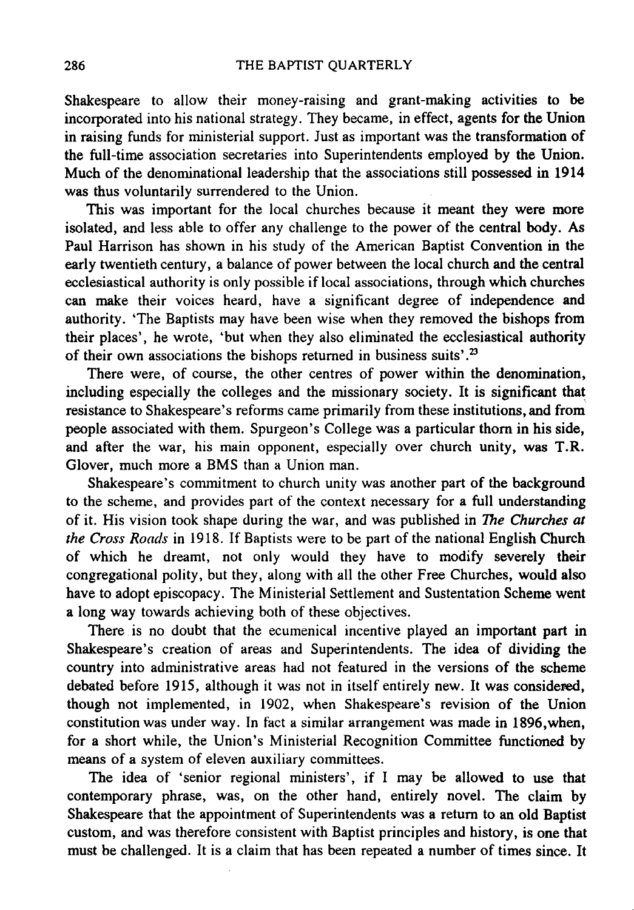Shakespeare to allow their money-raising and grant-making activities to be incorporated into his national strategy. They became, in effect, agents for the Union in raising funds for ministerial support. Just as important was the transformation of the full-time association secretaries into Superintendents employed by the Union. Much of the denominational leadership that the associations still possessed in 1914 was thus voluntarily surrendered to the Union.

This was important for the local churches because it meant they were more isolated, and less able to offer any challenge to the power of the central body. As Paul Harrison has shown in his study of the American Baptist Convention in the early twentieth century, a balance of power between the local church and the central ecclesiastical authority is only possible if local associations, through which churches can make their voices heard, have a significant degree of independence and authority. 'The Baptists may have been wise when they removed the bishops from their places', he wrote, 'but when they also eliminated the ecclesiastical authority of their own associations the bishops returned in business suits'.[23]

There were, of course, the other centres of power within the denomination, including especially the colleges and the missionary society. It is significant that resistance to Shakespeare's reforms came primarily from these institutions, and from people associated with them. Spurgeon's College was a particular thorn in his side, and after the war, his main opponent, especially over church unity, was T.R. Glover, much more a BMS than a Union man.

Shakespeare's commitment to church unity was another part of the background to the scheme, and provides part of the context necessary for a full understanding of it. His vision took shape during the war, and was published in *The Churches at the Cross Roads* in 1918. If Baptists were to be part of the national English Church of which he dreamt, not only would they have to modify severely their congregational polity, but they, along with all the other Free Churches, would also have to adopt episcopacy. The Ministerial Settlement and Sustentation Scheme went a long way towards achieving both of these objectives.

There is no doubt that the ecumenical incentive played an important part in Shakespeare's creation of areas and Superintendents. The idea of dividing the country into administrative areas had not featured in the versions of the scheme debated before 1915, although it was not in itself entirely new. It was considered, though not implemented, in 1902, when Shakespeare's revision of the Union constitution was under way. In fact a similar arrangement was made in 1896, when, for a short while, the Union's Ministerial Recognition Committee functioned by means of a system of eleven auxiliary committees.

The idea of 'senior regional ministers', if I may be allowed to use that contemporary phrase, was, on the other hand, entirely novel. The claim by Shakespeare that the appointment of Superintendents was a return to an old Baptist custom, and was therefore consistent with Baptist principles and history, is one that must be challenged. It is a claim that has been repeated a number of times since. It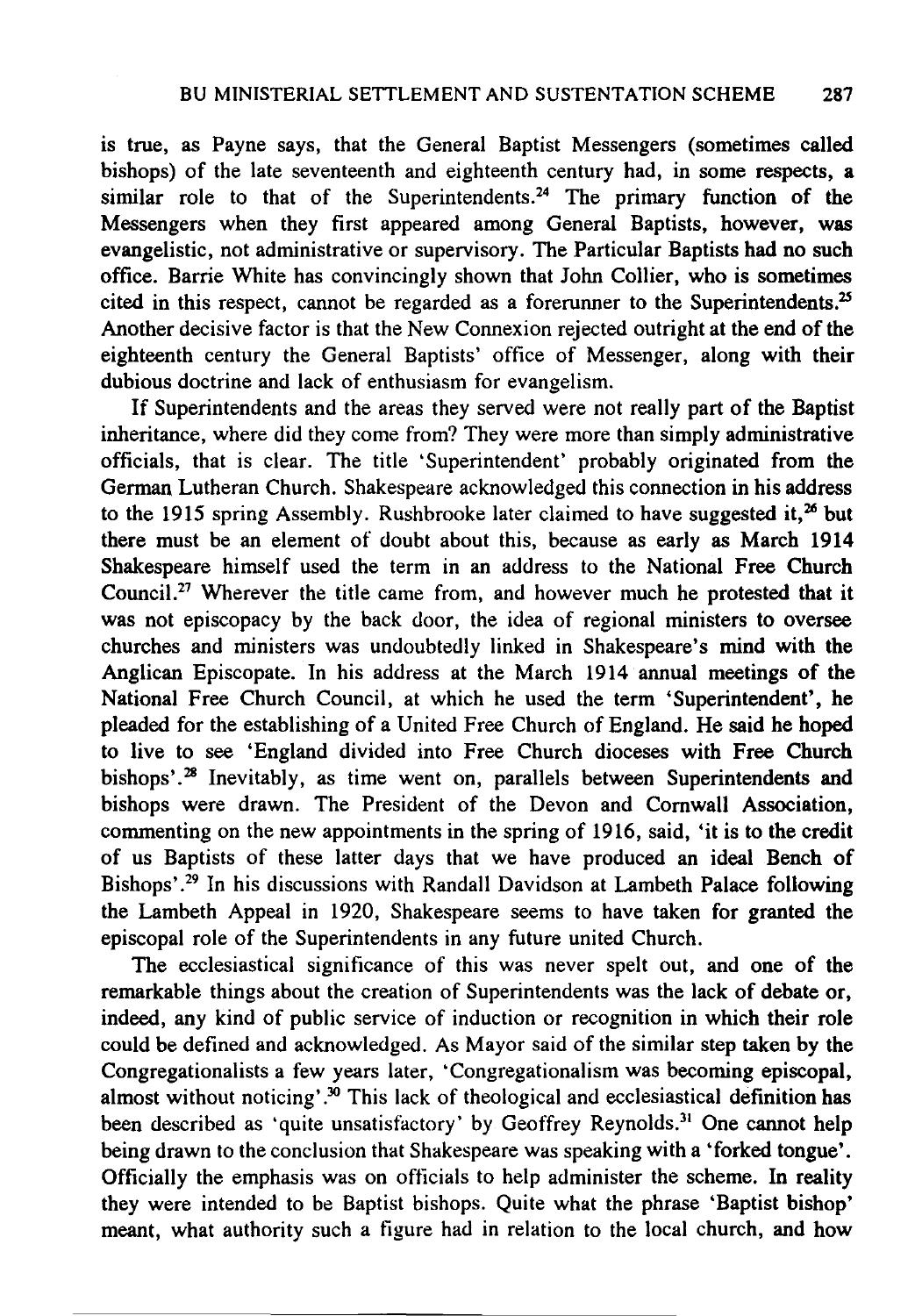is true, as Payne says, that the General Baptist Messengers (sometimes called bishops) of the late seventeenth and eighteenth century had, in some respects, a similar role to that of the Superintendents.[24] The primary function of the Messengers when they first appeared among General Baptists, however, was evangelistic, not administrative or supervisory. The Particular Baptists had no such office. Barrie White has convincingly shown that John Collier, who is sometimes cited in this respect, cannot be regarded as a forerunner to the Superintendents.[25] Another decisive factor is that the New Connexion rejected outright at the end of the eighteenth century the General Baptists' office of Messenger, along with their dubious doctrine and lack of enthusiasm for evangelism.

If Superintendents and the areas they served were not really part of the Baptist inheritance, where did they come from? They were more than simply administrative officials, that is clear. The title 'Superintendent' probably originated from the German Lutheran Church. Shakespeare acknowledged this connection in his address to the 1915 spring Assembly. Rushbrooke later claimed to have suggested it,[26] but there must be an element of doubt about this, because as early as March 1914 Shakespeare himself used the term in an address to the National Free Church Council.[27] Wherever the title came from, and however much he protested that it was not episcopacy by the back door, the idea of regional ministers to oversee churches and ministers was undoubtedly linked in Shakespeare's mind with the Anglican Episcopate. In his address at the March 1914 annual meetings of the National Free Church Council, at which he used the term 'Superintendent', he pleaded for the establishing of a United Free Church of England. He said he hoped to live to see 'England divided into Free Church dioceses with Free Church bishops'.[28] Inevitably, as time went on, parallels between Superintendents and bishops were drawn. The President of the Devon and Cornwall Association, commenting on the new appointments in the spring of 1916, said, 'it is to the credit of us Baptists of these latter days that we have produced an ideal Bench of Bishops'.[29] In his discussions with Randall Davidson at Lambeth Palace following the Lambeth Appeal in 1920, Shakespeare seems to have taken for granted the episcopal role of the Superintendents in any future united Church.

The ecclesiastical significance of this was never spelt out, and one of the remarkable things about the creation of Superintendents was the lack of debate or, indeed, any kind of public service of induction or recognition in which their role could be defined and acknowledged. As Mayor said of the similar step taken by the Congregationalists a few years later, 'Congregationalism was becoming episcopal, almost without noticing'.[30] This lack of theological and ecclesiastical definition has been described as 'quite unsatisfactory' by Geoffrey Reynolds.[31] One cannot help being drawn to the conclusion that Shakespeare was speaking with a 'forked tongue'. Officially the emphasis was on officials to help administer the scheme. In reality they were intended to be Baptist bishops. Quite what the phrase 'Baptist bishop' meant, what authority such a figure had in relation to the local church, and how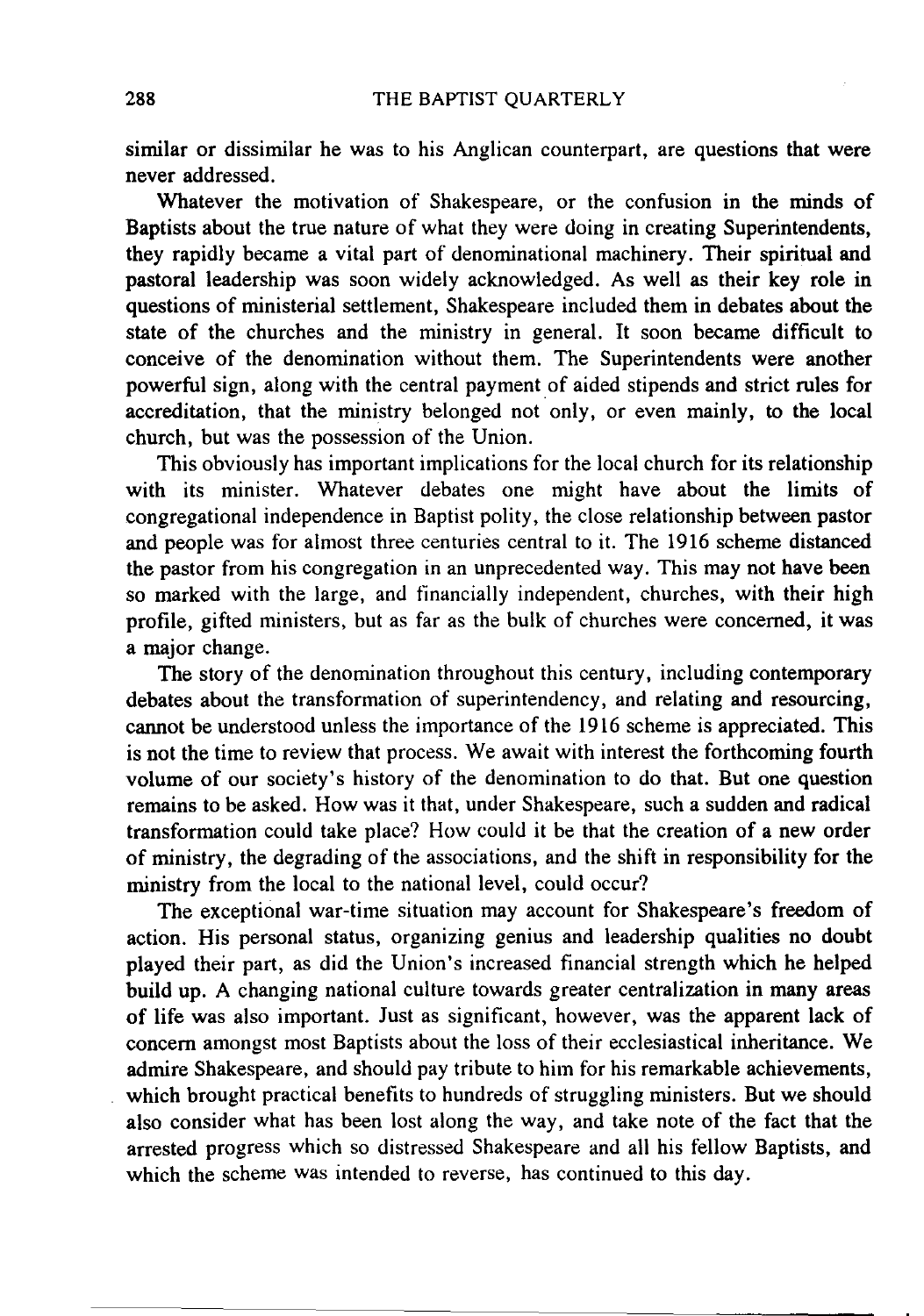similar or dissimilar he was to his Anglican counterpart, are questions that were never addressed.

Whatever the motivation of Shakespeare, or the confusion in the minds of Baptists about the true nature of what they were doing in creating Superintendents, they rapidly became a vital part of denominational machinery. Their spiritual and pastoral leadership was soon widely acknowledged. As well as their key role in questions of ministerial settlement, Shakespeare included them in debates about the state of the churches and the ministry in general. It soon became difficult to conceive of the denomination without them. The Superintendents were another powerful sign, along with the central payment of aided stipends and strict rules for accreditation, that the ministry belonged not only, or even mainly, to the local church, but was the possession of the Union.

This obviously has important implications for the local church for its relationship with its minister. Whatever debates one might have about the limits of congregational independence in Baptist polity, the close relationship between pastor and people was for almost three centuries central to it. The 1916 scheme distanced the pastor from his congregation in an unprecedented way. This may not have been so marked with the large, and financially independent, churches, with their high profile, gifted ministers, but as far as the bulk of churches were concerned, it was a major change.

The story of the denomination throughout this century, including contemporary debates about the transformation of superintendency, and relating and resourcing, cannot be understood unless the importance of the 1916 scheme is appreciated. This is not the time to review that process. We await with interest the forthcoming fourth volume of our society's history of the denomination to do that. But one question remains to be asked. How was it that, under Shakespeare, such a sudden and radical transformation could take place? How could it be that the creation of a new order of ministry, the degrading of the associations, and the shift in responsibility for the ministry from the local to the national level, could occur?

The exceptional war-time situation may account for Shakespeare's freedom of action. His personal status, organizing genius and leadership qualities no doubt played their part, as did the Union's increased financial strength which he helped build up. A changing national culture towards greater centralization in many areas of life was also important. Just as significant, however, was the apparent lack of concern amongst most Baptists about the loss of their ecclesiastical inheritance. We admire Shakespeare, and should pay tribute to him for his remarkable achievements, which brought practical benefits to hundreds of struggling ministers. But we should also consider what has been lost along the way, and take note of the fact that the arrested progress which so distressed Shakespeare and all his fellow Baptists, and which the scheme was intended to reverse, has continued to this day.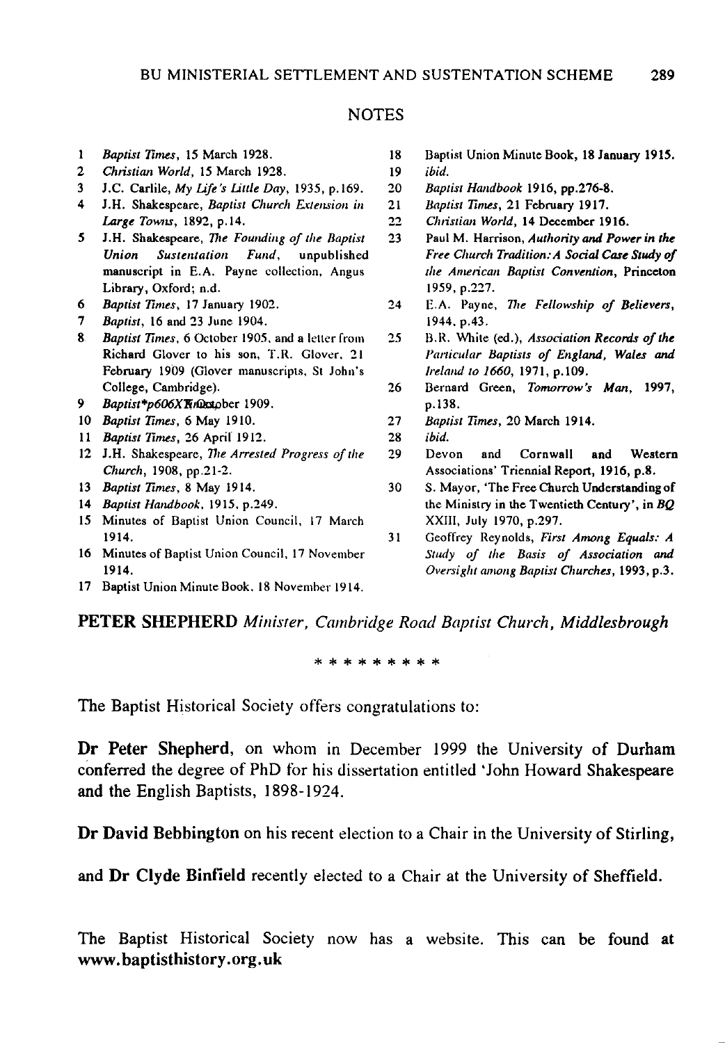## NOTES

1. *Baptist Times*, 15 March 1928.
2. *Christian World*, 15 March 1928.
3. J.C. Carlile, *My Life's Little Day*, 1935, p.169.
4. J.H. Shakespeare, *Baptist Church Extension in Large Towns*, 1892, p.14.
5. J.H. Shakespeare, *The Founding of the Baptist Union Sustentation Fund*, unpublished manuscript in E.A. Payne collection, Angus Library, Oxford; n.d.
6. *Baptist Times*, 17 January 1902.
7. *Baptist*, 16 and 23 June 1904.
8. *Baptist Times*, 6 October 1905, and a letter from Richard Glover to his son, T.R. Glover, 21 February 1909 (Glover manuscripts, St John's College, Cambridge).
9. *Baptist*p606XTimes*, October 1909.
10. *Baptist Times*, 6 May 1910.
11. *Baptist Times*, 26 April 1912.
12. J.H. Shakespeare, *The Arrested Progress of the Church*, 1908, pp.21-2.
13. *Baptist Times*, 8 May 1914.
14. *Baptist Handbook*, 1915, p.249.
15. Minutes of Baptist Union Council, 17 March 1914.
16. Minutes of Baptist Union Council, 17 November 1914.
17. Baptist Union Minute Book, 18 November 1914.
18. Baptist Union Minute Book, 18 January 1915.
19. *ibid.*
20. *Baptist Handbook* 1916, pp.276-8.
21. *Baptist Times*, 21 February 1917.
22. *Christian World*, 14 December 1916.
23. Paul M. Harrison, *Authority and Power in the Free Church Tradition: A Social Case Study of the American Baptist Convention*, Princeton 1959, p.227.
24. E.A. Payne, *The Fellowship of Believers*, 1944, p.43.
25. B.R. White (ed.), *Association Records of the Particular Baptists of England, Wales and Ireland to 1660*, 1971, p.109.
26. Bernard Green, *Tomorrow's Man*, 1997, p.138.
27. *Baptist Times*, 20 March 1914.
28. *ibid.*
29. Devon and Cornwall and Western Associations' Triennial Report, 1916, p.8.
30. S. Mayor, 'The Free Church Understanding of the Ministry in the Twentieth Century', in *BQ* XXIII, July 1970, p.297.
31. Geoffrey Reynolds, *First Among Equals: A Study of the Basis of Association and Oversight among Baptist Churches*, 1993, p.3.

**PETER SHEPHERD** *Minister, Cambridge Road Baptist Church, Middlesbrough*

* * * * * * * * *

The Baptist Historical Society offers congratulations to:

**Dr Peter Shepherd**, on whom in December 1999 the University of Durham conferred the degree of PhD for his dissertation entitled 'John Howard Shakespeare and the English Baptists, 1898-1924.

**Dr David Bebbington** on his recent election to a Chair in the University of Stirling,

and **Dr Clyde Binfield** recently elected to a Chair at the University of Sheffield.

The Baptist Historical Society now has a website. This can be found at **www.baptisthistory.org.uk**